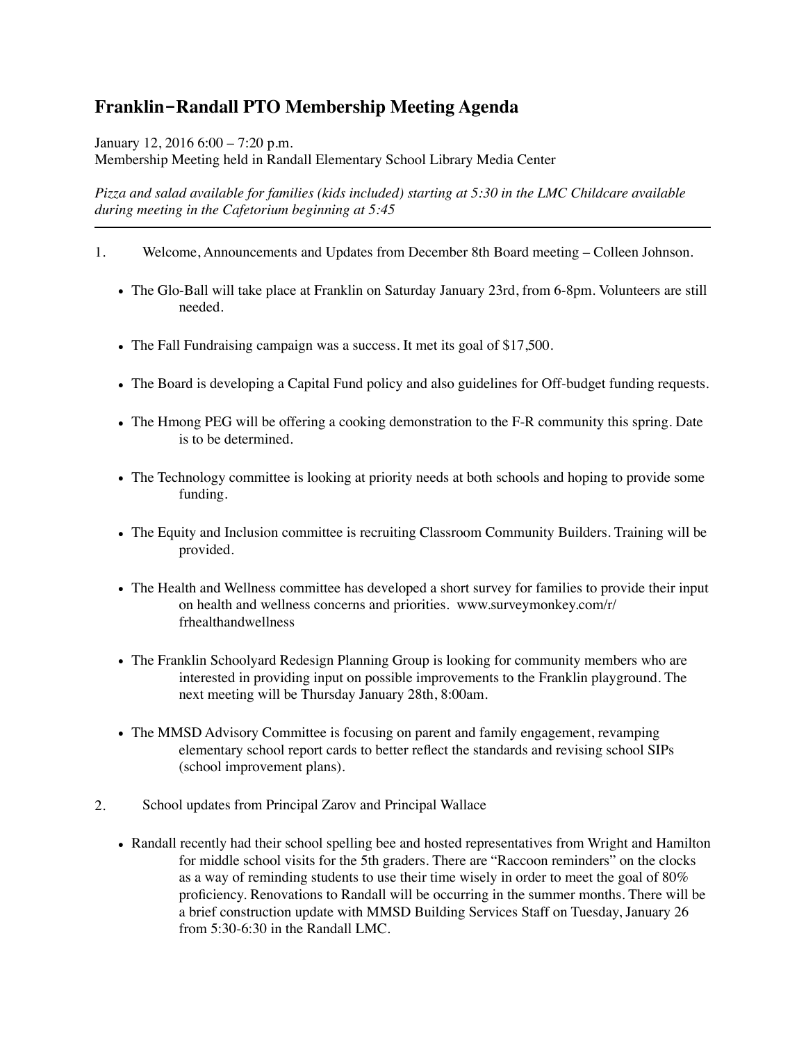# Franklin−Randall PTO Membership Meeting Agenda

January 12, 2016 6:00 – 7:20 p.m.
Membership Meeting held in Randall Elementary School Library Media Center

*Pizza and salad available for families (kids included) starting at 5:30 in the LMC Childcare available during meeting in the Cafetorium beginning at 5:45*

---

1. Welcome, Announcements and Updates from December 8th Board meeting – Colleen Johnson.

    - The Glo-Ball will take place at Franklin on Saturday January 23rd, from 6-8pm. Volunteers are still needed.
    - The Fall Fundraising campaign was a success. It met its goal of $17,500.
    - The Board is developing a Capital Fund policy and also guidelines for Off-budget funding requests.
    - The Hmong PEG will be offering a cooking demonstration to the F-R community this spring. Date is to be determined.
    - The Technology committee is looking at priority needs at both schools and hoping to provide some funding.
    - The Equity and Inclusion committee is recruiting Classroom Community Builders. Training will be provided.
    - The Health and Wellness committee has developed a short survey for families to provide their input on health and wellness concerns and priorities. www.surveymonkey.com/r/frhealthandwellness
    - The Franklin Schoolyard Redesign Planning Group is looking for community members who are interested in providing input on possible improvements to the Franklin playground. The next meeting will be Thursday January 28th, 8:00am.
    - The MMSD Advisory Committee is focusing on parent and family engagement, revamping elementary school report cards to better reflect the standards and revising school SIPs (school improvement plans).

2. School updates from Principal Zarov and Principal Wallace

    - Randall recently had their school spelling bee and hosted representatives from Wright and Hamilton for middle school visits for the 5th graders. There are "Raccoon reminders" on the clocks as a way of reminding students to use their time wisely in order to meet the goal of 80% proficiency. Renovations to Randall will be occurring in the summer months. There will be a brief construction update with MMSD Building Services Staff on Tuesday, January 26 from 5:30-6:30 in the Randall LMC.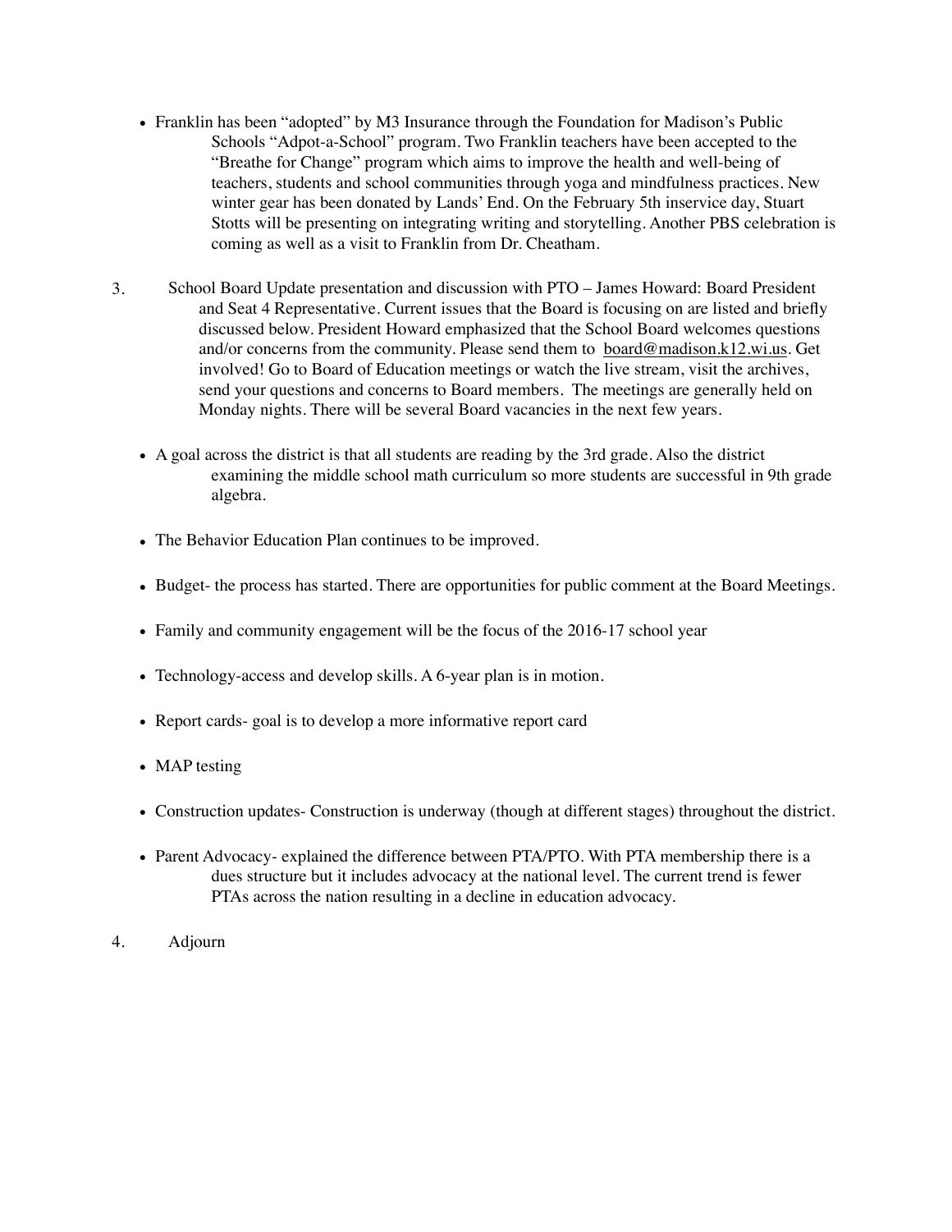- Franklin has been "adopted" by M3 Insurance through the Foundation for Madison's Public Schools "Adpot-a-School" program. Two Franklin teachers have been accepted to the "Breathe for Change" program which aims to improve the health and well-being of teachers, students and school communities through yoga and mindfulness practices. New winter gear has been donated by Lands' End. On the February 5th inservice day, Stuart Stotts will be presenting on integrating writing and storytelling. Another PBS celebration is coming as well as a visit to Franklin from Dr. Cheatham.

3. School Board Update presentation and discussion with PTO – James Howard: Board President and Seat 4 Representative. Current issues that the Board is focusing on are listed and briefly discussed below. President Howard emphasized that the School Board welcomes questions and/or concerns from the community. Please send them to board@madison.k12.wi.us. Get involved! Go to Board of Education meetings or watch the live stream, visit the archives, send your questions and concerns to Board members. The meetings are generally held on Monday nights. There will be several Board vacancies in the next few years.

   - A goal across the district is that all students are reading by the 3rd grade. Also the district examining the middle school math curriculum so more students are successful in 9th grade algebra.
   - The Behavior Education Plan continues to be improved.
   - Budget- the process has started. There are opportunities for public comment at the Board Meetings.
   - Family and community engagement will be the focus of the 2016-17 school year
   - Technology-access and develop skills. A 6-year plan is in motion.
   - Report cards- goal is to develop a more informative report card
   - MAP testing
   - Construction updates- Construction is underway (though at different stages) throughout the district.
   - Parent Advocacy- explained the difference between PTA/PTO. With PTA membership there is a dues structure but it includes advocacy at the national level. The current trend is fewer PTAs across the nation resulting in a decline in education advocacy.

4. Adjourn